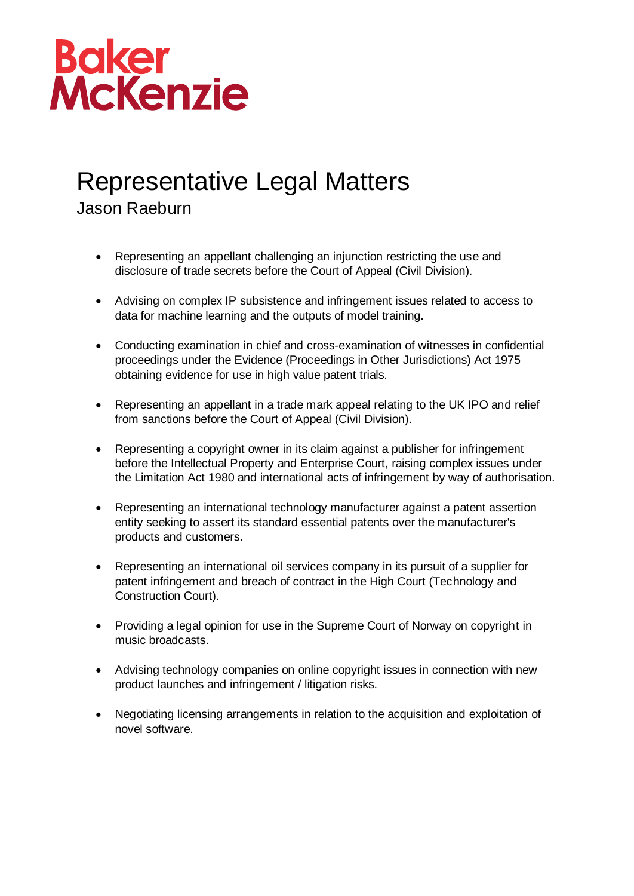Baker McKenzie

# Representative Legal Matters

Jason Raeburn

- Representing an appellant challenging an injunction restricting the use and disclosure of trade secrets before the Court of Appeal (Civil Division).
- Advising on complex IP subsistence and infringement issues related to access to data for machine learning and the outputs of model training.
- Conducting examination in chief and cross-examination of witnesses in confidential proceedings under the Evidence (Proceedings in Other Jurisdictions) Act 1975 obtaining evidence for use in high value patent trials.
- Representing an appellant in a trade mark appeal relating to the UK IPO and relief from sanctions before the Court of Appeal (Civil Division).
- Representing a copyright owner in its claim against a publisher for infringement before the Intellectual Property and Enterprise Court, raising complex issues under the Limitation Act 1980 and international acts of infringement by way of authorisation.
- Representing an international technology manufacturer against a patent assertion entity seeking to assert its standard essential patents over the manufacturer's products and customers.
- Representing an international oil services company in its pursuit of a supplier for patent infringement and breach of contract in the High Court (Technology and Construction Court).
- Providing a legal opinion for use in the Supreme Court of Norway on copyright in music broadcasts.
- Advising technology companies on online copyright issues in connection with new product launches and infringement / litigation risks.
- Negotiating licensing arrangements in relation to the acquisition and exploitation of novel software.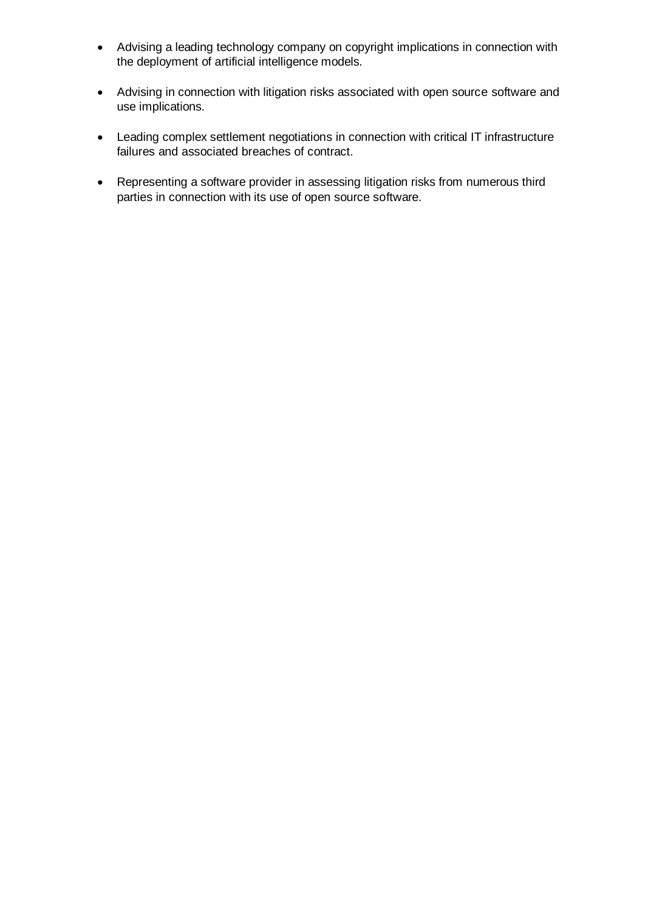- Advising a leading technology company on copyright implications in connection with the deployment of artificial intelligence models.

- Advising in connection with litigation risks associated with open source software and use implications.

- Leading complex settlement negotiations in connection with critical IT infrastructure failures and associated breaches of contract.

- Representing a software provider in assessing litigation risks from numerous third parties in connection with its use of open source software.